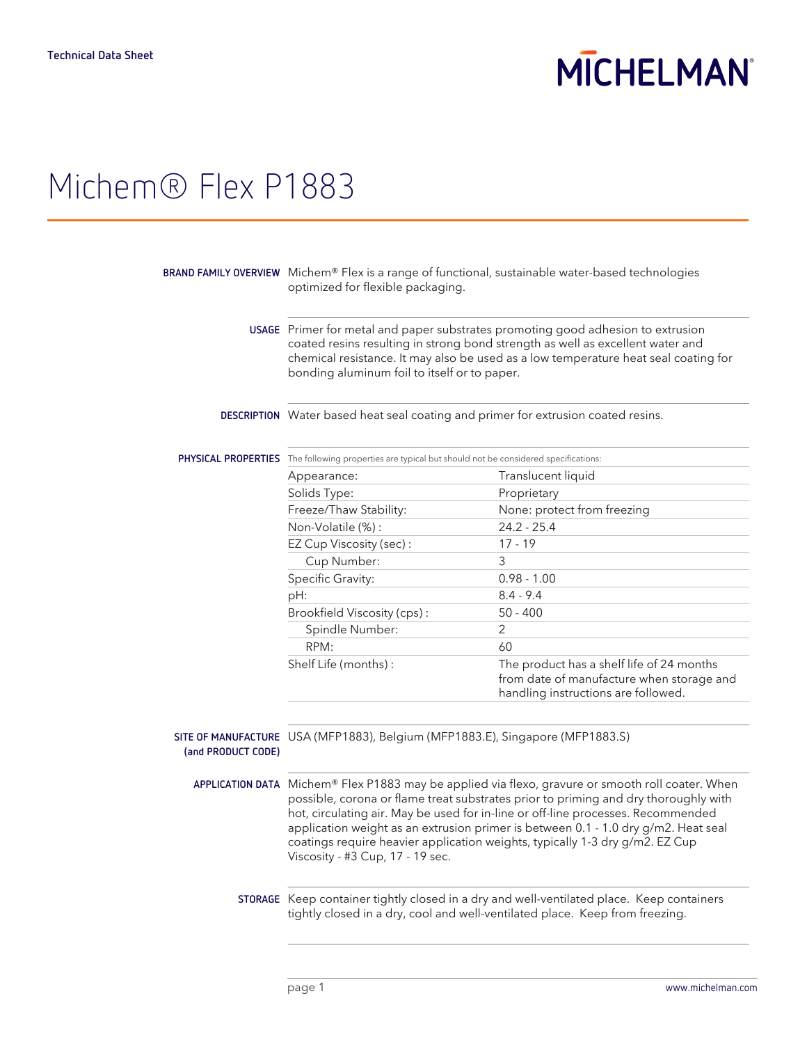Technical Data Sheet

MICHELMAN

# Michem® Flex P1883

**BRAND FAMILY OVERVIEW**

Michem® Flex is a range of functional, sustainable water-based technologies optimized for flexible packaging.

**USAGE**

Primer for metal and paper substrates promoting good adhesion to extrusion coated resins resulting in strong bond strength as well as excellent water and chemical resistance. It may also be used as a low temperature heat seal coating for bonding aluminum foil to itself or to paper.

**DESCRIPTION**

Water based heat seal coating and primer for extrusion coated resins.

**PHYSICAL PROPERTIES**

The following properties are typical but should not be considered specifications:

| Property | Value |
|---|---|
| Appearance: | Translucent liquid |
| Solids Type: | Proprietary |
| Freeze/Thaw Stability: | None: protect from freezing |
| Non-Volatile (%) : | 24.2 - 25.4 |
| EZ Cup Viscosity (sec) : | 17 - 19 |
| Cup Number: | 3 |
| Specific Gravity: | 0.98 - 1.00 |
| pH: | 8.4 - 9.4 |
| Brookfield Viscosity (cps) : | 50 - 400 |
| Spindle Number: | 2 |
| RPM: | 60 |
| Shelf Life (months) : | The product has a shelf life of 24 months from date of manufacture when storage and handling instructions are followed. |

**SITE OF MANUFACTURE (and PRODUCT CODE)**

USA (MFP1883), Belgium (MFP1883.E), Singapore (MFP1883.S)

**APPLICATION DATA**

Michem® Flex P1883 may be applied via flexo, gravure or smooth roll coater. When possible, corona or flame treat substrates prior to priming and dry thoroughly with hot, circulating air. May be used for in-line or off-line processes. Recommended application weight as an extrusion primer is between 0.1 - 1.0 dry g/m2. Heat seal coatings require heavier application weights, typically 1-3 dry g/m2. EZ Cup Viscosity - #3 Cup, 17 - 19 sec.

**STORAGE**

Keep container tightly closed in a dry and well-ventilated place. Keep containers tightly closed in a dry, cool and well-ventilated place. Keep from freezing.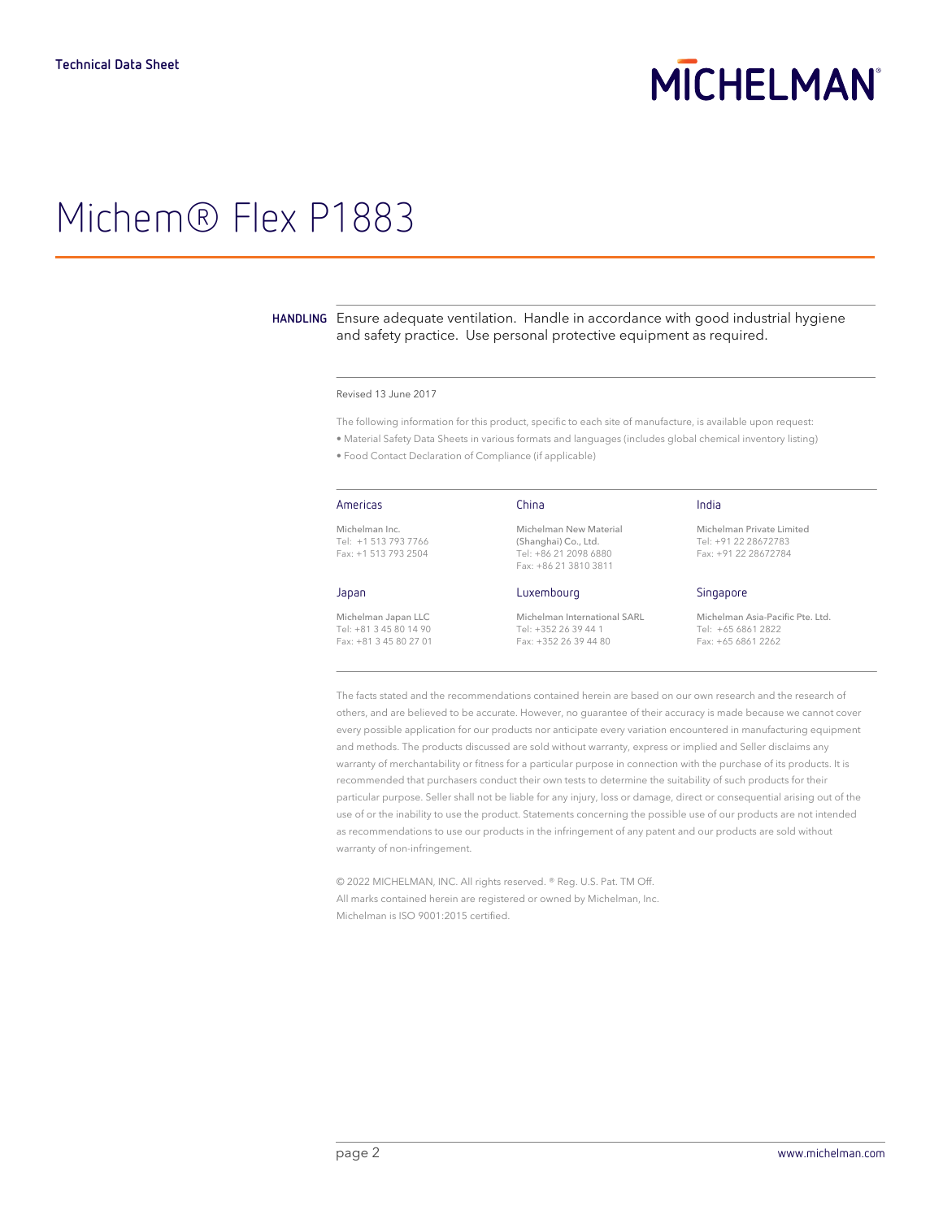# Michem® Flex P1883

**HANDLING** Ensure adequate ventilation. Handle in accordance with good industrial hygiene and safety practice. Use personal protective equipment as required.

Revised 13 June 2017

The following information for this product, specific to each site of manufacture, is available upon request:

- Material Safety Data Sheets in various formats and languages (includes global chemical inventory listing)
- Food Contact Declaration of Compliance (if applicable)

### Americas

Michelman Inc.
Tel: +1 513 793 7766
Fax: +1 513 793 2504

### China

Michelman New Material (Shanghai) Co., Ltd.
Tel: +86 21 2098 6880
Fax: +86 21 3810 3811

### India

Michelman Private Limited
Tel: +91 22 28672783
Fax: +91 22 28672784

### Japan

Michelman Japan LLC
Tel: +81 3 45 80 14 90
Fax: +81 3 45 80 27 01

### Luxembourg

Michelman International SARL
Tel: +352 26 39 44 1
Fax: +352 26 39 44 80

### Singapore

Michelman Asia-Pacific Pte. Ltd.
Tel: +65 6861 2822
Fax: +65 6861 2262

The facts stated and the recommendations contained herein are based on our own research and the research of others, and are believed to be accurate. However, no guarantee of their accuracy is made because we cannot cover every possible application for our products nor anticipate every variation encountered in manufacturing equipment and methods. The products discussed are sold without warranty, express or implied and Seller disclaims any warranty of merchantability or fitness for a particular purpose in connection with the purchase of its products. It is recommended that purchasers conduct their own tests to determine the suitability of such products for their particular purpose. Seller shall not be liable for any injury, loss or damage, direct or consequential arising out of the use of or the inability to use the product. Statements concerning the possible use of our products are not intended as recommendations to use our products in the infringement of any patent and our products are sold without warranty of non-infringement.

© 2022 MICHELMAN, INC. All rights reserved. ® Reg. U.S. Pat. TM Off.
All marks contained herein are registered or owned by Michelman, Inc.
Michelman is ISO 9001:2015 certified.